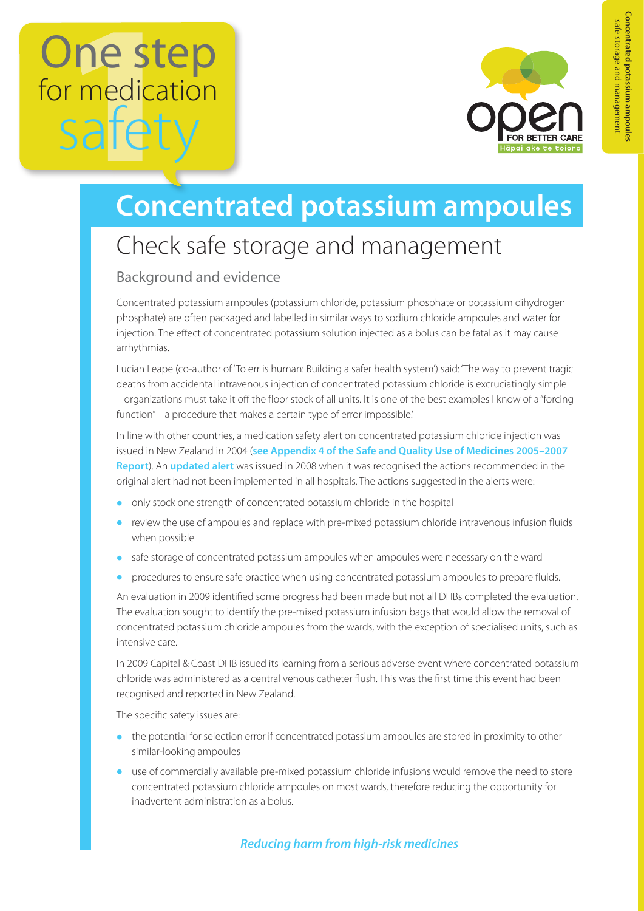# One step for medication safety

# Concentrated potassium ampoules

## Check safe storage and management

### Background and evidence

Concentrated potassium ampoules (potassium chloride, potassium phosphate or potassium dihydrogen phosphate) are often packaged and labelled in similar ways to sodium chloride ampoules and water for injection. The effect of concentrated potassium solution injected as a bolus can be fatal as it may cause arrhythmias.

Lucian Leape (co-author of 'To err is human: Building a safer health system') said: 'The way to prevent tragic deaths from accidental intravenous injection of concentrated potassium chloride is excruciatingly simple – organizations must take it off the floor stock of all units. It is one of the best examples I know of a "forcing function" – a procedure that makes a certain type of error impossible.'

In line with other countries, a medication safety alert on concentrated potassium chloride injection was issued in New Zealand in 2004 (**see Appendix 4 of the Safe and Quality Use of Medicines 2005–2007 Report**). An **updated alert** was issued in 2008 when it was recognised the actions recommended in the original alert had not been implemented in all hospitals. The actions suggested in the alerts were:

- only stock one strength of concentrated potassium chloride in the hospital
- review the use of ampoules and replace with pre-mixed potassium chloride intravenous infusion fluids when possible
- safe storage of concentrated potassium ampoules when ampoules were necessary on the ward
- procedures to ensure safe practice when using concentrated potassium ampoules to prepare fluids.

An evaluation in 2009 identified some progress had been made but not all DHBs completed the evaluation. The evaluation sought to identify the pre-mixed potassium infusion bags that would allow the removal of concentrated potassium chloride ampoules from the wards, with the exception of specialised units, such as intensive care.

In 2009 Capital & Coast DHB issued its learning from a serious adverse event where concentrated potassium chloride was administered as a central venous catheter flush. This was the first time this event had been recognised and reported in New Zealand.

The specific safety issues are:

- the potential for selection error if concentrated potassium ampoules are stored in proximity to other similar-looking ampoules
- use of commercially available pre-mixed potassium chloride infusions would remove the need to store concentrated potassium chloride ampoules on most wards, therefore reducing the opportunity for inadvertent administration as a bolus.

*Reducing harm from high-risk medicines*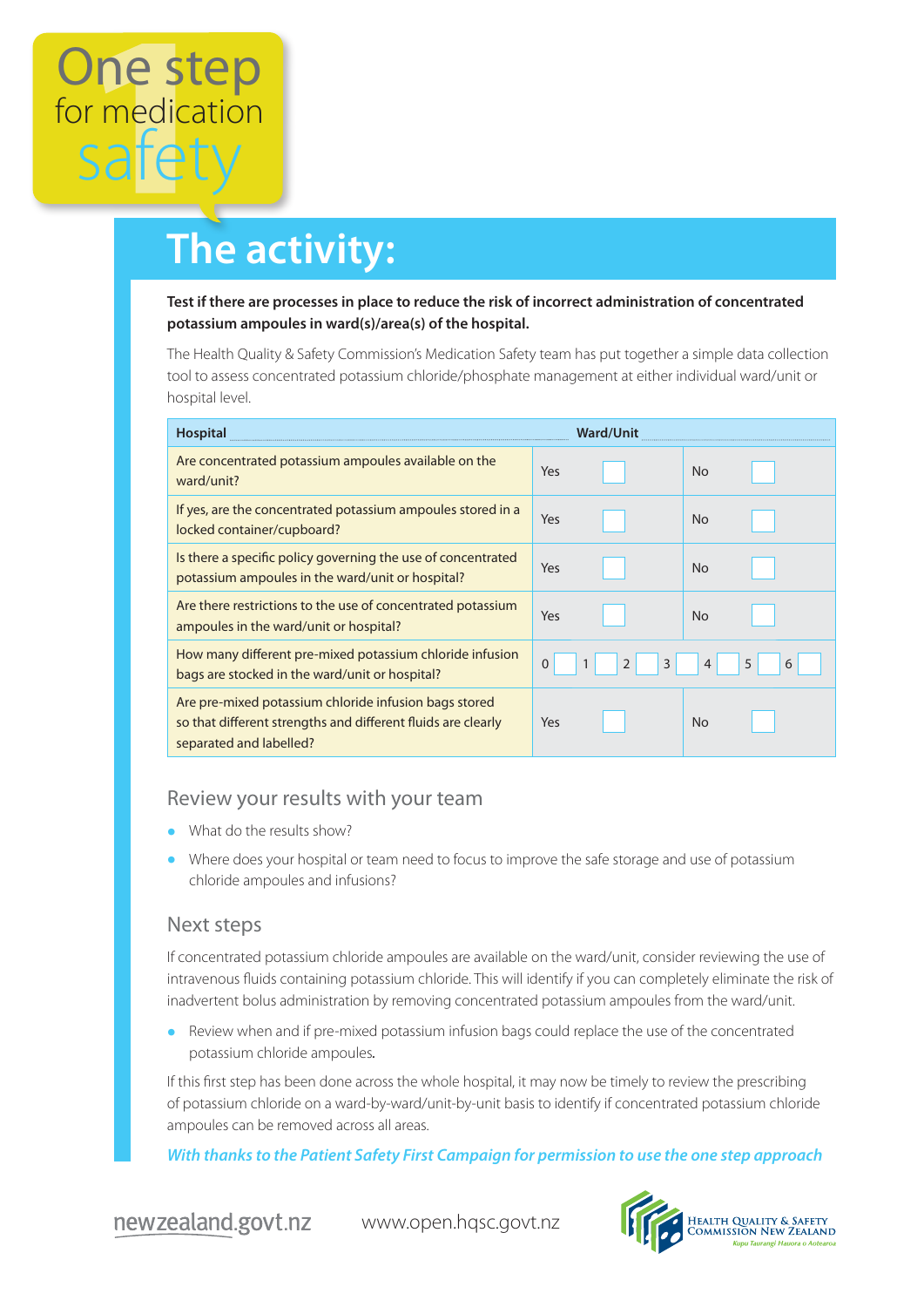# One step for medication safety

## The activity:

**Test if there are processes in place to reduce the risk of incorrect administration of concentrated potassium ampoules in ward(s)/area(s) of the hospital.**

The Health Quality & Safety Commission's Medication Safety team has put together a simple data collection tool to assess concentrated potassium chloride/phosphate management at either individual ward/unit or hospital level.

| Hospital | Ward/Unit | |
|---|---|---|
| Are concentrated potassium ampoules available on the ward/unit? | Yes ☐ | No ☐ |
| If yes, are the concentrated potassium ampoules stored in a locked container/cupboard? | Yes ☐ | No ☐ |
| Is there a specific policy governing the use of concentrated potassium ampoules in the ward/unit or hospital? | Yes ☐ | No ☐ |
| Are there restrictions to the use of concentrated potassium ampoules in the ward/unit or hospital? | Yes ☐ | No ☐ |
| How many different pre-mixed potassium chloride infusion bags are stocked in the ward/unit or hospital? | 0 ☐ 1 ☐ 2 ☐ 3 ☐ 4 ☐ 5 ☐ 6 ☐ | |
| Are pre-mixed potassium chloride infusion bags stored so that different strengths and different fluids are clearly separated and labelled? | Yes ☐ | No ☐ |

### Review your results with your team

- What do the results show?
- Where does your hospital or team need to focus to improve the safe storage and use of potassium chloride ampoules and infusions?

### Next steps

If concentrated potassium chloride ampoules are available on the ward/unit, consider reviewing the use of intravenous fluids containing potassium chloride. This will identify if you can completely eliminate the risk of inadvertent bolus administration by removing concentrated potassium ampoules from the ward/unit.

- Review when and if pre-mixed potassium infusion bags could replace the use of the concentrated potassium chloride ampoules.

If this first step has been done across the whole hospital, it may now be timely to review the prescribing of potassium chloride on a ward-by-ward/unit-by-unit basis to identify if concentrated potassium chloride ampoules can be removed across all areas.

***With thanks to the Patient Safety First Campaign for permission to use the one step approach***

newzealand.govt.nz www.open.hqsc.govt.nz Health Quality & Safety Commission New Zealand — Kupu Taurangi Hauora o Aotearoa